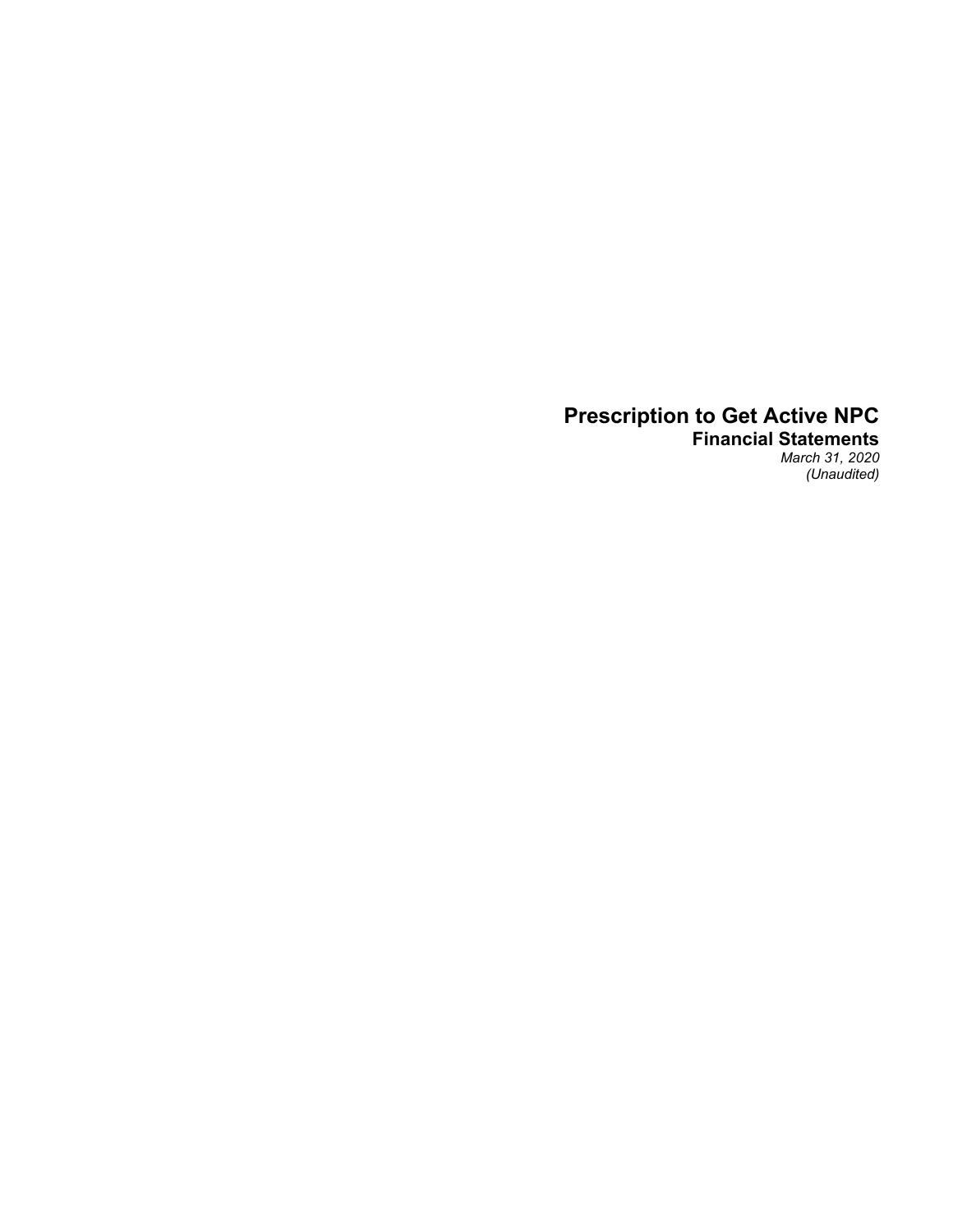# Prescription to Get Active NPC

## Financial Statements

*March 31, 2020*

*(Unaudited)*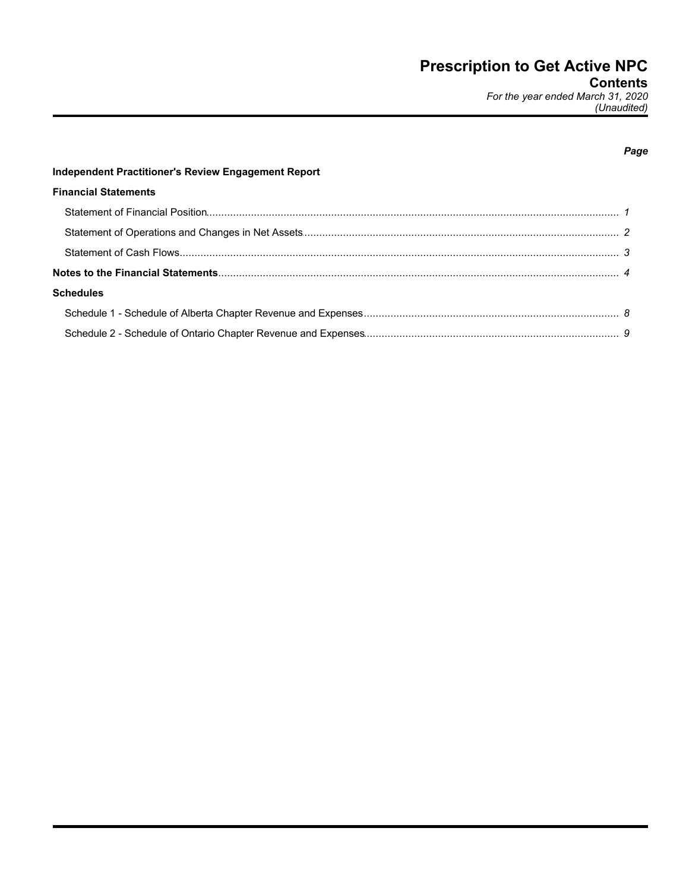# Prescription to Get Active NPC

## Contents

*For the year ended March 31, 2020*
*(Unaudited)*

| | *Page* |
|---|---|
| **Independent Practitioner's Review Engagement Report** | |
| **Financial Statements** | |
| Statement of Financial Position | *1* |
| Statement of Operations and Changes in Net Assets | *2* |
| Statement of Cash Flows | *3* |
| **Notes to the Financial Statements** | *4* |
| **Schedules** | |
| Schedule 1 - Schedule of Alberta Chapter Revenue and Expenses | *8* |
| Schedule 2 - Schedule of Ontario Chapter Revenue and Expenses | *9* |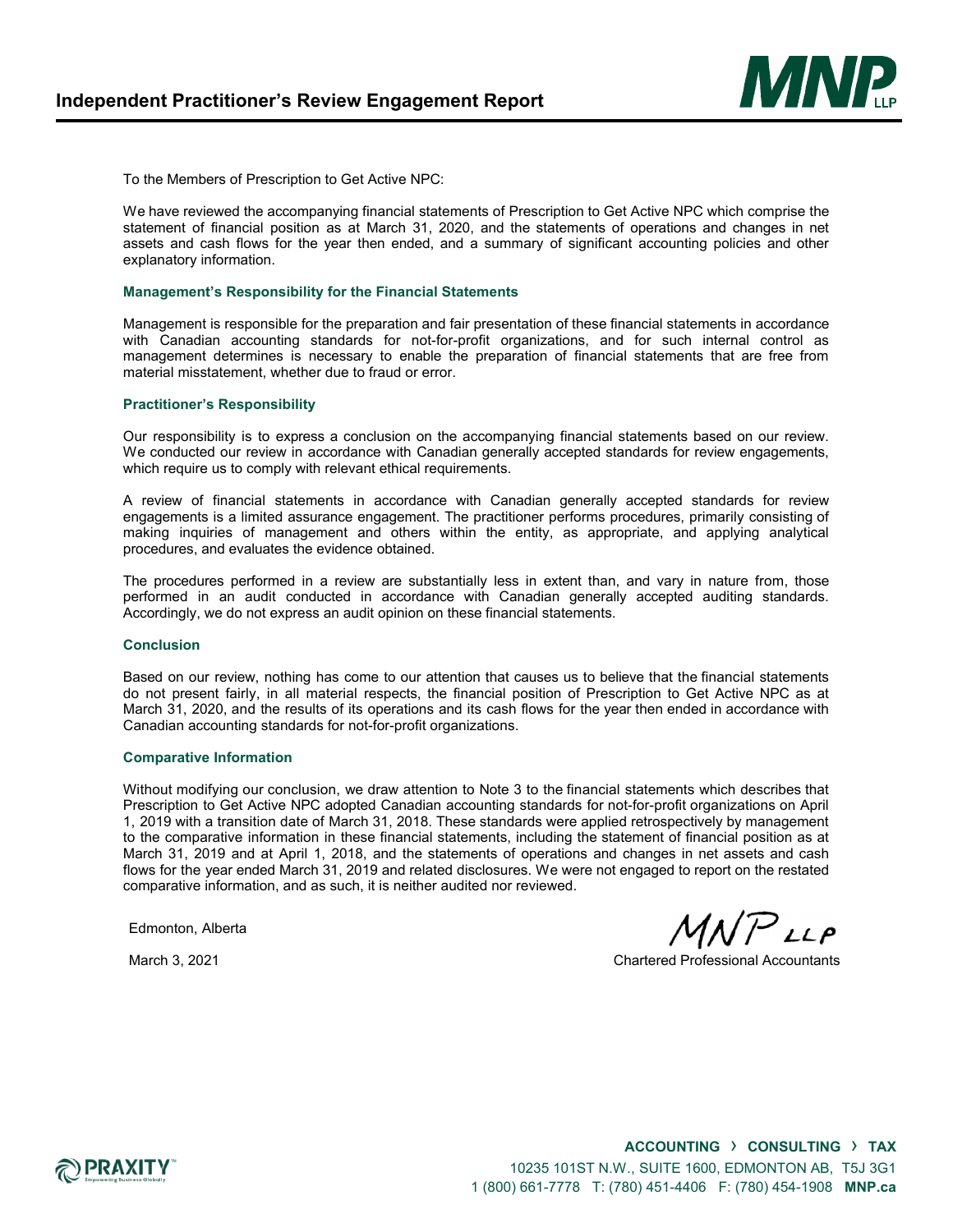# Independent Practitioner's Review Engagement Report

To the Members of Prescription to Get Active NPC:

We have reviewed the accompanying financial statements of Prescription to Get Active NPC which comprise the statement of financial position as at March 31, 2020, and the statements of operations and changes in net assets and cash flows for the year then ended, and a summary of significant accounting policies and other explanatory information.

### Management's Responsibility for the Financial Statements

Management is responsible for the preparation and fair presentation of these financial statements in accordance with Canadian accounting standards for not-for-profit organizations, and for such internal control as management determines is necessary to enable the preparation of financial statements that are free from material misstatement, whether due to fraud or error.

### Practitioner's Responsibility

Our responsibility is to express a conclusion on the accompanying financial statements based on our review. We conducted our review in accordance with Canadian generally accepted standards for review engagements, which require us to comply with relevant ethical requirements.

A review of financial statements in accordance with Canadian generally accepted standards for review engagements is a limited assurance engagement. The practitioner performs procedures, primarily consisting of making inquiries of management and others within the entity, as appropriate, and applying analytical procedures, and evaluates the evidence obtained.

The procedures performed in a review are substantially less in extent than, and vary in nature from, those performed in an audit conducted in accordance with Canadian generally accepted auditing standards. Accordingly, we do not express an audit opinion on these financial statements.

### Conclusion

Based on our review, nothing has come to our attention that causes us to believe that the financial statements do not present fairly, in all material respects, the financial position of Prescription to Get Active NPC as at March 31, 2020, and the results of its operations and its cash flows for the year then ended in accordance with Canadian accounting standards for not-for-profit organizations.

### Comparative Information

Without modifying our conclusion, we draw attention to Note 3 to the financial statements which describes that Prescription to Get Active NPC adopted Canadian accounting standards for not-for-profit organizations on April 1, 2019 with a transition date of March 31, 2018. These standards were applied retrospectively by management to the comparative information in these financial statements, including the statement of financial position as at March 31, 2019 and at April 1, 2018, and the statements of operations and changes in net assets and cash flows for the year ended March 31, 2019 and related disclosures. We were not engaged to report on the restated comparative information, and as such, it is neither audited nor reviewed.

Edmonton, Alberta

March 3, 2021

MNP LLP

Chartered Professional Accountants

ACCOUNTING › CONSULTING › TAX

10235 101ST N.W., SUITE 1600, EDMONTON AB, T5J 3G1

1 (800) 661-7778 T: (780) 451-4406 F: (780) 454-1908 **MNP.ca**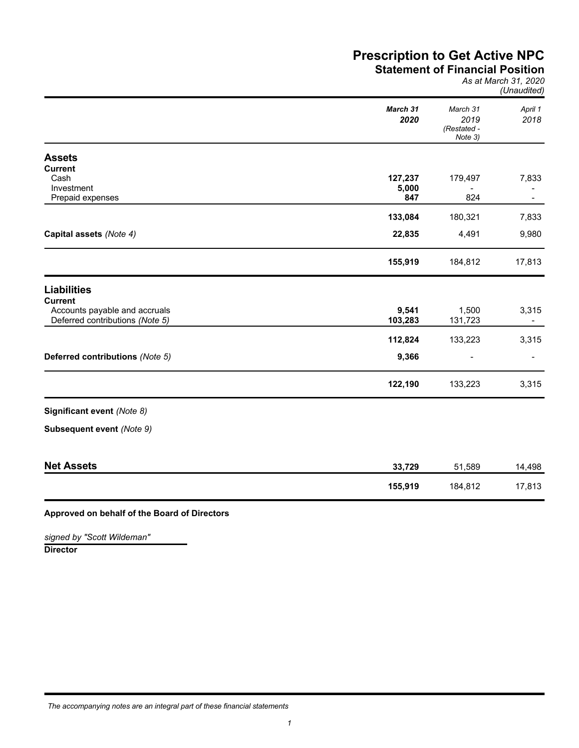# Prescription to Get Active NPC

## Statement of Financial Position

*As at March 31, 2020*
*(Unaudited)*

| | ***March 31 2020*** | *March 31 2019 (Restated - Note 3)* | *April 1 2018* |
|---|---|---|---|
| **Assets** | | | |
| **Current** | | | |
| Cash | **127,237** | 179,497 | 7,833 |
| Investment | **5,000** | - | - |
| Prepaid expenses | **847** | 824 | - |
| | **133,084** | 180,321 | 7,833 |
| **Capital assets** *(Note 4)* | **22,835** | 4,491 | 9,980 |
| | **155,919** | 184,812 | 17,813 |
| **Liabilities** | | | |
| **Current** | | | |
| Accounts payable and accruals | **9,541** | 1,500 | 3,315 |
| Deferred contributions *(Note 5)* | **103,283** | 131,723 | - |
| | **112,824** | 133,223 | 3,315 |
| **Deferred contributions** *(Note 5)* | **9,366** | - | - |
| | **122,190** | 133,223 | 3,315 |
| **Significant event** *(Note 8)* | | | |
| **Subsequent event** *(Note 9)* | | | |
| **Net Assets** | **33,729** | 51,589 | 14,498 |
| | **155,919** | 184,812 | 17,813 |

**Approved on behalf of the Board of Directors**

*signed by "Scott Wildeman"*
**Director**

*The accompanying notes are an integral part of these financial statements*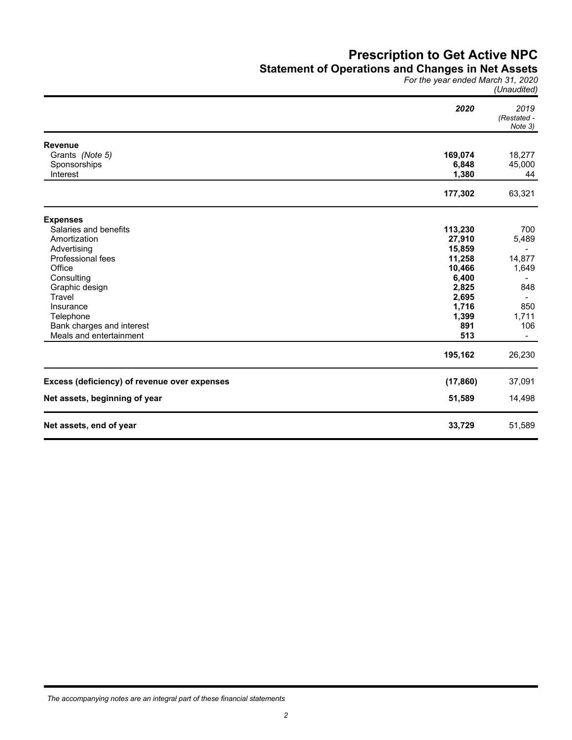# Prescription to Get Active NPC

## Statement of Operations and Changes in Net Assets

*For the year ended March 31, 2020*

*(Unaudited)*

| | 2020 | 2019 (Restated - Note 3) |
|---|---|---|
| **Revenue** | | |
| Grants *(Note 5)* | **169,074** | 18,277 |
| Sponsorships | **6,848** | 45,000 |
| Interest | **1,380** | 44 |
| | **177,302** | 63,321 |
| **Expenses** | | |
| Salaries and benefits | **113,230** | 700 |
| Amortization | **27,910** | 5,489 |
| Advertising | **15,859** | - |
| Professional fees | **11,258** | 14,877 |
| Office | **10,466** | 1,649 |
| Consulting | **6,400** | - |
| Graphic design | **2,825** | 848 |
| Travel | **2,695** | - |
| Insurance | **1,716** | 850 |
| Telephone | **1,399** | 1,711 |
| Bank charges and interest | **891** | 106 |
| Meals and entertainment | **513** | - |
| | **195,162** | 26,230 |
| **Excess (deficiency) of revenue over expenses** | **(17,860)** | 37,091 |
| **Net assets, beginning of year** | **51,589** | 14,498 |
| **Net assets, end of year** | **33,729** | 51,589 |

*The accompanying notes are an integral part of these financial statements*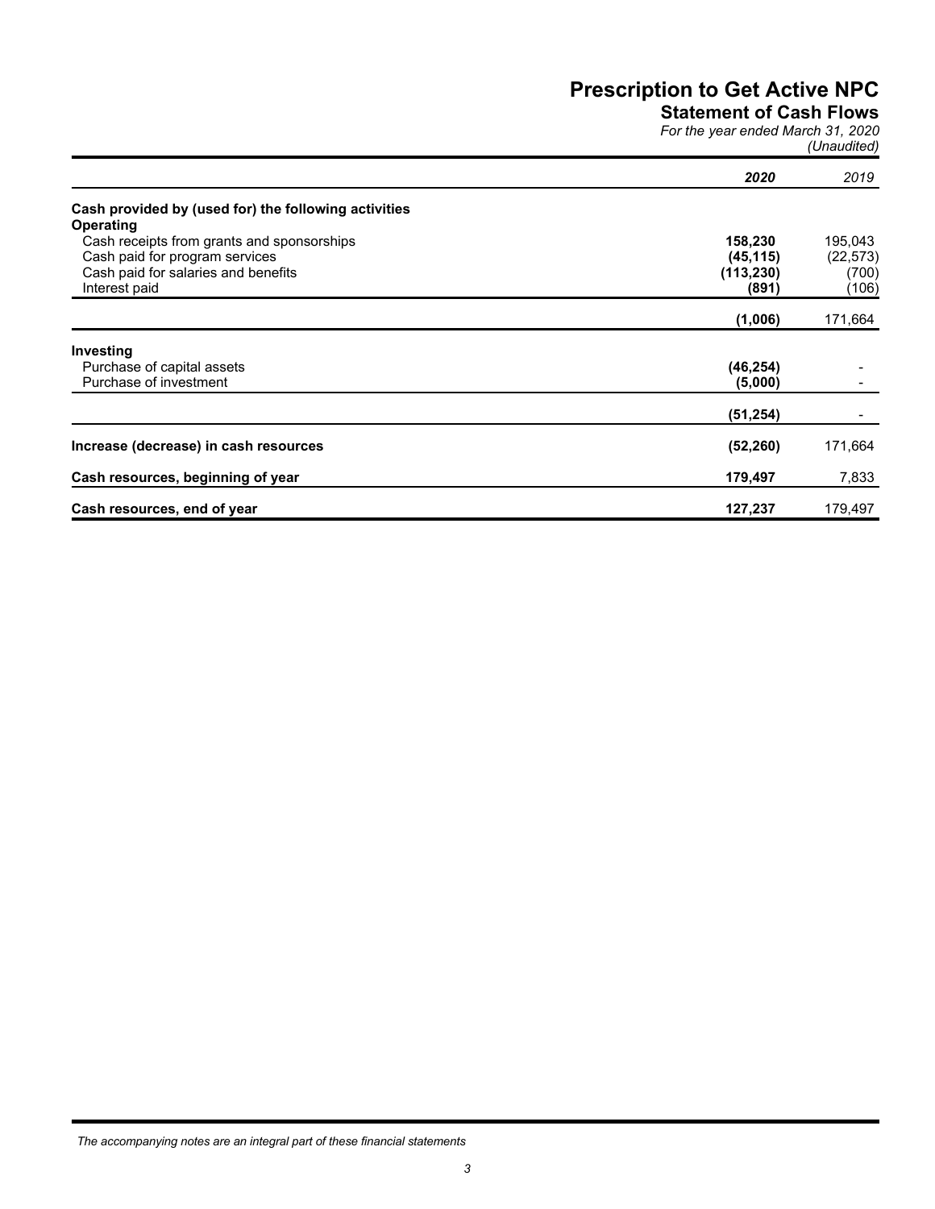# Prescription to Get Active NPC

## Statement of Cash Flows

*For the year ended March 31, 2020*

*(Unaudited)*

| | *2020* | *2019* |
|---|---|---|
| **Cash provided by (used for) the following activities** | | |
| **Operating** | | |
| Cash receipts from grants and sponsorships | **158,230** | 195,043 |
| Cash paid for program services | **(45,115)** | (22,573) |
| Cash paid for salaries and benefits | **(113,230)** | (700) |
| Interest paid | **(891)** | (106) |
| | **(1,006)** | 171,664 |
| **Investing** | | |
| Purchase of capital assets | **(46,254)** | - |
| Purchase of investment | **(5,000)** | - |
| | **(51,254)** | - |
| **Increase (decrease) in cash resources** | **(52,260)** | 171,664 |
| **Cash resources, beginning of year** | **179,497** | 7,833 |
| **Cash resources, end of year** | **127,237** | 179,497 |

*The accompanying notes are an integral part of these financial statements*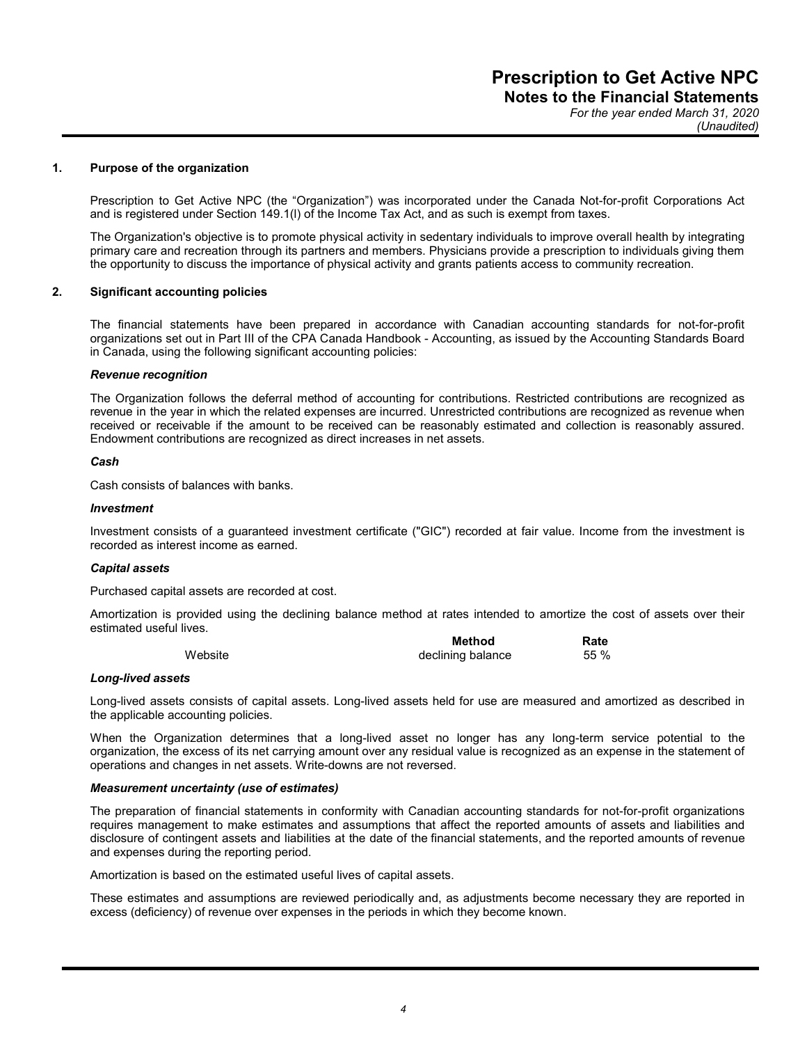# Prescription to Get Active NPC
## Notes to the Financial Statements
*For the year ended March 31, 2020*
*(Unaudited)*

### 1. Purpose of the organization

Prescription to Get Active NPC (the “Organization”) was incorporated under the Canada Not-for-profit Corporations Act and is registered under Section 149.1(l) of the Income Tax Act, and as such is exempt from taxes.

The Organization's objective is to promote physical activity in sedentary individuals to improve overall health by integrating primary care and recreation through its partners and members. Physicians provide a prescription to individuals giving them the opportunity to discuss the importance of physical activity and grants patients access to community recreation.

### 2. Significant accounting policies

The financial statements have been prepared in accordance with Canadian accounting standards for not-for-profit organizations set out in Part III of the CPA Canada Handbook - Accounting, as issued by the Accounting Standards Board in Canada, using the following significant accounting policies:

***Revenue recognition***

The Organization follows the deferral method of accounting for contributions. Restricted contributions are recognized as revenue in the year in which the related expenses are incurred. Unrestricted contributions are recognized as revenue when received or receivable if the amount to be received can be reasonably estimated and collection is reasonably assured. Endowment contributions are recognized as direct increases in net assets.

***Cash***

Cash consists of balances with banks.

***Investment***

Investment consists of a guaranteed investment certificate ("GIC") recorded at fair value. Income from the investment is recorded as interest income as earned.

***Capital assets***

Purchased capital assets are recorded at cost.

Amortization is provided using the declining balance method at rates intended to amortize the cost of assets over their estimated useful lives.

| | Method | Rate |
|---|---|---|
| Website | declining balance | 55 % |

***Long-lived assets***

Long-lived assets consists of capital assets. Long-lived assets held for use are measured and amortized as described in the applicable accounting policies.

When the Organization determines that a long-lived asset no longer has any long-term service potential to the organization, the excess of its net carrying amount over any residual value is recognized as an expense in the statement of operations and changes in net assets. Write-downs are not reversed.

***Measurement uncertainty (use of estimates)***

The preparation of financial statements in conformity with Canadian accounting standards for not-for-profit organizations requires management to make estimates and assumptions that affect the reported amounts of assets and liabilities and disclosure of contingent assets and liabilities at the date of the financial statements, and the reported amounts of revenue and expenses during the reporting period.

Amortization is based on the estimated useful lives of capital assets.

These estimates and assumptions are reviewed periodically and, as adjustments become necessary they are reported in excess (deficiency) of revenue over expenses in the periods in which they become known.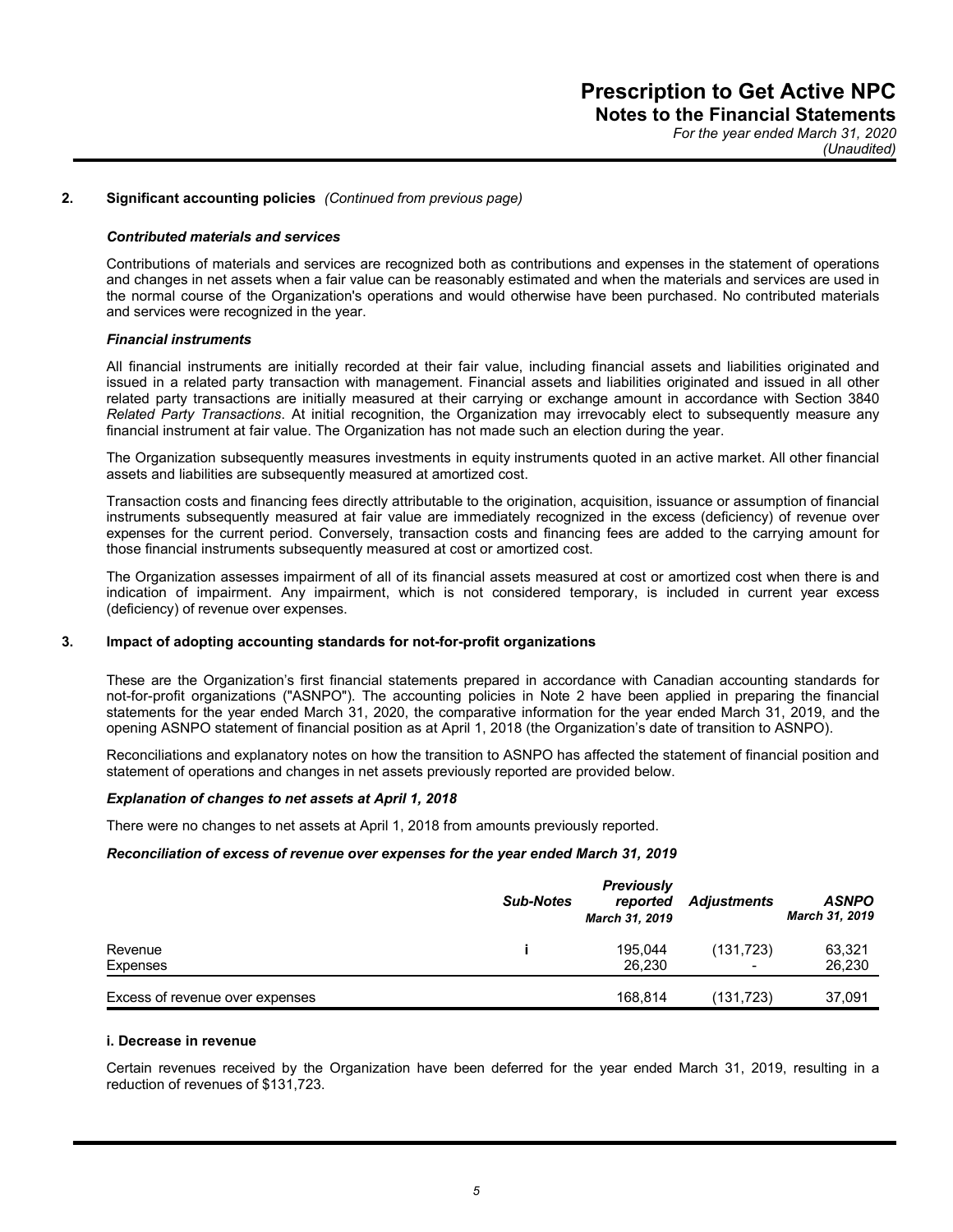## 2. Significant accounting policies *(Continued from previous page)*

***Contributed materials and services***

Contributions of materials and services are recognized both as contributions and expenses in the statement of operations and changes in net assets when a fair value can be reasonably estimated and when the materials and services are used in the normal course of the Organization's operations and would otherwise have been purchased. No contributed materials and services were recognized in the year.

***Financial instruments***

All financial instruments are initially recorded at their fair value, including financial assets and liabilities originated and issued in a related party transaction with management. Financial assets and liabilities originated and issued in all other related party transactions are initially measured at their carrying or exchange amount in accordance with Section 3840 *Related Party Transactions*. At initial recognition, the Organization may irrevocably elect to subsequently measure any financial instrument at fair value. The Organization has not made such an election during the year.

The Organization subsequently measures investments in equity instruments quoted in an active market. All other financial assets and liabilities are subsequently measured at amortized cost.

Transaction costs and financing fees directly attributable to the origination, acquisition, issuance or assumption of financial instruments subsequently measured at fair value are immediately recognized in the excess (deficiency) of revenue over expenses for the current period. Conversely, transaction costs and financing fees are added to the carrying amount for those financial instruments subsequently measured at cost or amortized cost.

The Organization assesses impairment of all of its financial assets measured at cost or amortized cost when there is and indication of impairment. Any impairment, which is not considered temporary, is included in current year excess (deficiency) of revenue over expenses.

## 3. Impact of adopting accounting standards for not-for-profit organizations

These are the Organization’s first financial statements prepared in accordance with Canadian accounting standards for not-for-profit organizations ("ASNPO"). The accounting policies in Note 2 have been applied in preparing the financial statements for the year ended March 31, 2020, the comparative information for the year ended March 31, 2019, and the opening ASNPO statement of financial position as at April 1, 2018 (the Organization’s date of transition to ASNPO).

Reconciliations and explanatory notes on how the transition to ASNPO has affected the statement of financial position and statement of operations and changes in net assets previously reported are provided below.

***Explanation of changes to net assets at April 1, 2018***

There were no changes to net assets at April 1, 2018 from amounts previously reported.

***Reconciliation of excess of revenue over expenses for the year ended March 31, 2019***

| | *Sub-Notes* | *Previously reported March 31, 2019* | *Adjustments* | *ASNPO March 31, 2019* |
|---|---|---|---|---|
| Revenue | i | 195,044 | (131,723) | 63,321 |
| Expenses | | 26,230 | - | 26,230 |
| Excess of revenue over expenses | | 168,814 | (131,723) | 37,091 |

**i. Decrease in revenue**

Certain revenues received by the Organization have been deferred for the year ended March 31, 2019, resulting in a reduction of revenues of $131,723.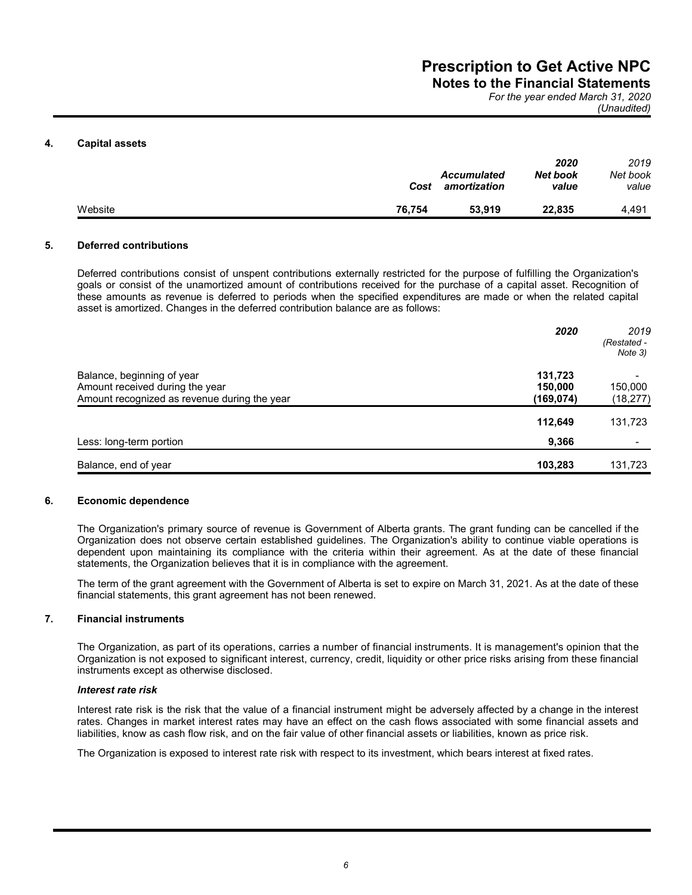## 4. Capital assets

| | Cost | Accumulated amortization | 2020 Net book value | 2019 Net book value |
|---|---|---|---|---|
| Website | **76,754** | **53,919** | **22,835** | 4,491 |

## 5. Deferred contributions

Deferred contributions consist of unspent contributions externally restricted for the purpose of fulfilling the Organization's goals or consist of the unamortized amount of contributions received for the purchase of a capital asset. Recognition of these amounts as revenue is deferred to periods when the specified expenditures are made or when the related capital asset is amortized. Changes in the deferred contribution balance are as follows:

| | 2020 | 2019 (Restated - Note 3) |
|---|---|---|
| Balance, beginning of year | **131,723** | - |
| Amount received during the year | **150,000** | 150,000 |
| Amount recognized as revenue during the year | **(169,074)** | (18,277) |
| | **112,649** | 131,723 |
| Less: long-term portion | **9,366** | - |
| Balance, end of year | **103,283** | 131,723 |

## 6. Economic dependence

The Organization's primary source of revenue is Government of Alberta grants. The grant funding can be cancelled if the Organization does not observe certain established guidelines. The Organization's ability to continue viable operations is dependent upon maintaining its compliance with the criteria within their agreement. As at the date of these financial statements, the Organization believes that it is in compliance with the agreement.

The term of the grant agreement with the Government of Alberta is set to expire on March 31, 2021. As at the date of these financial statements, this grant agreement has not been renewed.

## 7. Financial instruments

The Organization, as part of its operations, carries a number of financial instruments. It is management's opinion that the Organization is not exposed to significant interest, currency, credit, liquidity or other price risks arising from these financial instruments except as otherwise disclosed.

***Interest rate risk***

Interest rate risk is the risk that the value of a financial instrument might be adversely affected by a change in the interest rates. Changes in market interest rates may have an effect on the cash flows associated with some financial assets and liabilities, know as cash flow risk, and on the fair value of other financial assets or liabilities, known as price risk.

The Organization is exposed to interest rate risk with respect to its investment, which bears interest at fixed rates.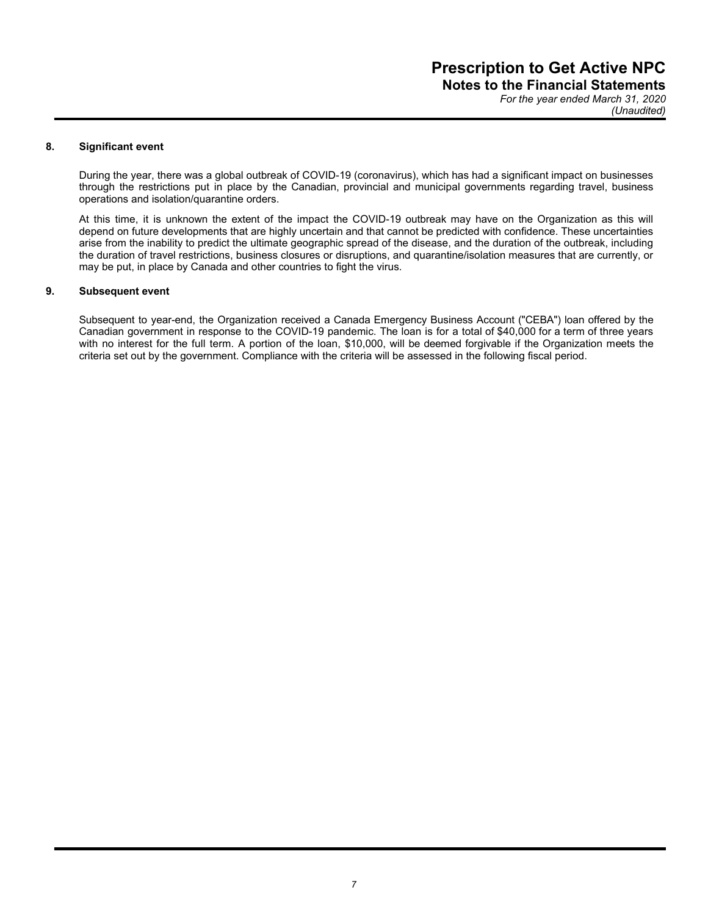### 8. Significant event

During the year, there was a global outbreak of COVID-19 (coronavirus), which has had a significant impact on businesses through the restrictions put in place by the Canadian, provincial and municipal governments regarding travel, business operations and isolation/quarantine orders.

At this time, it is unknown the extent of the impact the COVID-19 outbreak may have on the Organization as this will depend on future developments that are highly uncertain and that cannot be predicted with confidence. These uncertainties arise from the inability to predict the ultimate geographic spread of the disease, and the duration of the outbreak, including the duration of travel restrictions, business closures or disruptions, and quarantine/isolation measures that are currently, or may be put, in place by Canada and other countries to fight the virus.

### 9. Subsequent event

Subsequent to year-end, the Organization received a Canada Emergency Business Account ("CEBA") loan offered by the Canadian government in response to the COVID-19 pandemic. The loan is for a total of $40,000 for a term of three years with no interest for the full term. A portion of the loan, $10,000, will be deemed forgivable if the Organization meets the criteria set out by the government. Compliance with the criteria will be assessed in the following fiscal period.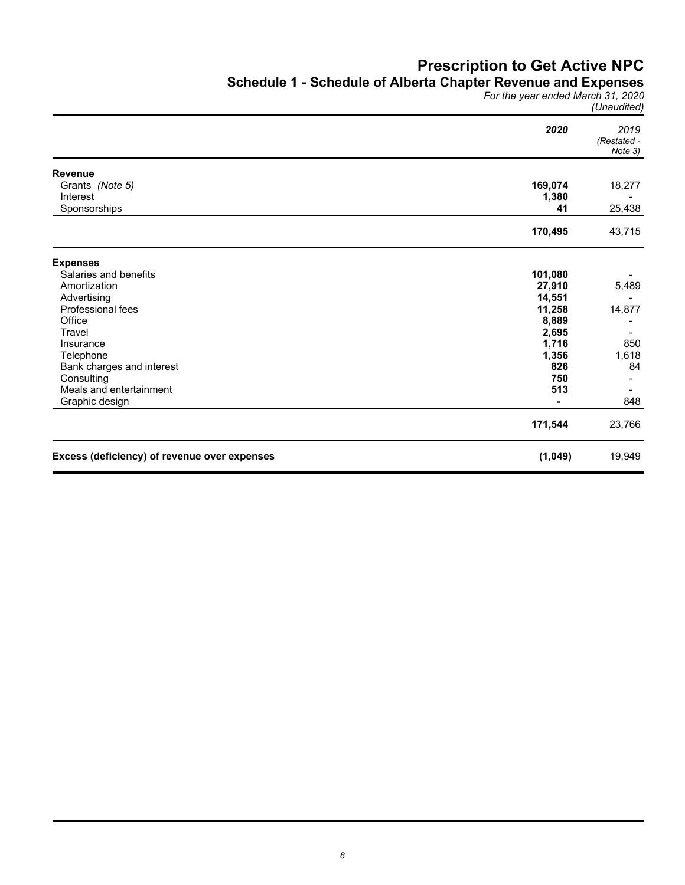# Prescription to Get Active NPC

## Schedule 1 - Schedule of Alberta Chapter Revenue and Expenses

*For the year ended March 31, 2020*

*(Unaudited)*

| | **2020** | 2019 (Restated - Note 3) |
|---|---|---|
| **Revenue** | | |
| Grants *(Note 5)* | **169,074** | 18,277 |
| Interest | **1,380** | - |
| Sponsorships | **41** | 25,438 |
| | **170,495** | 43,715 |
| **Expenses** | | |
| Salaries and benefits | **101,080** | - |
| Amortization | **27,910** | 5,489 |
| Advertising | **14,551** | - |
| Professional fees | **11,258** | 14,877 |
| Office | **8,889** | - |
| Travel | **2,695** | - |
| Insurance | **1,716** | 850 |
| Telephone | **1,356** | 1,618 |
| Bank charges and interest | **826** | 84 |
| Consulting | **750** | - |
| Meals and entertainment | **513** | - |
| Graphic design | **-** | 848 |
| | **171,544** | 23,766 |
| **Excess (deficiency) of revenue over expenses** | **(1,049)** | 19,949 |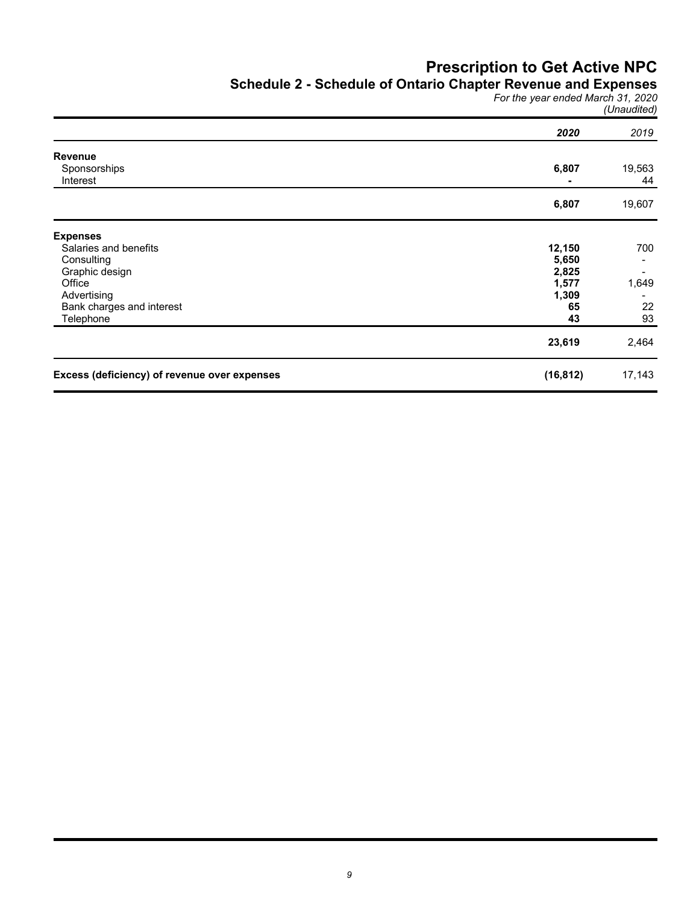# Prescription to Get Active NPC

## Schedule 2 - Schedule of Ontario Chapter Revenue and Expenses

*For the year ended March 31, 2020*

*(Unaudited)*

| | **2020** | 2019 |
|---|---|---|
| **Revenue** | | |
| Sponsorships | **6,807** | 19,563 |
| Interest | **-** | 44 |
| | **6,807** | 19,607 |
| **Expenses** | | |
| Salaries and benefits | **12,150** | 700 |
| Consulting | **5,650** | - |
| Graphic design | **2,825** | - |
| Office | **1,577** | 1,649 |
| Advertising | **1,309** | - |
| Bank charges and interest | **65** | 22 |
| Telephone | **43** | 93 |
| | **23,619** | 2,464 |
| **Excess (deficiency) of revenue over expenses** | **(16,812)** | 17,143 |